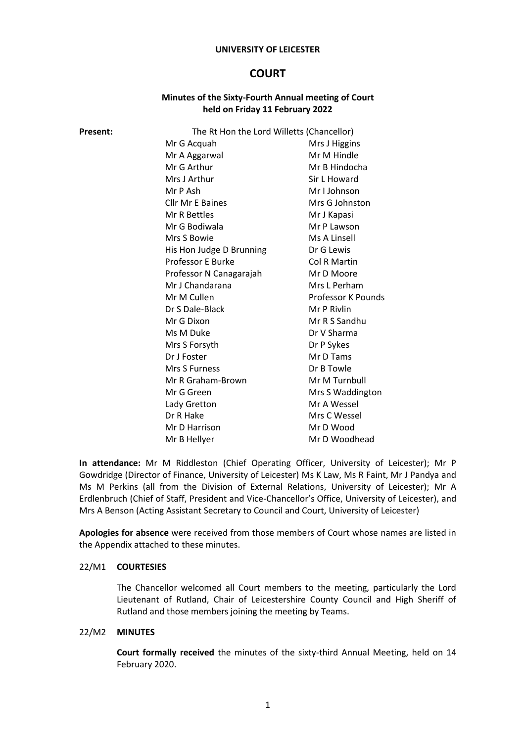**UNIVERSITY OF LEICESTER**

# COURT

## Minutes of the Sixty-Fourth Annual meeting of Court held on Friday 11 February 2022

**Present:** The Rt Hon the Lord Willetts (Chancellor)

| | |
|---|---|
| Mr G Acquah | Mrs J Higgins |
| Mr A Aggarwal | Mr M Hindle |
| Mr G Arthur | Mr B Hindocha |
| Mrs J Arthur | Sir L Howard |
| Mr P Ash | Mr I Johnson |
| Cllr Mr E Baines | Mrs G Johnston |
| Mr R Bettles | Mr J Kapasi |
| Mr G Bodiwala | Mr P Lawson |
| Mrs S Bowie | Ms A Linsell |
| His Hon Judge D Brunning | Dr G Lewis |
| Professor E Burke | Col R Martin |
| Professor N Canagarajah | Mr D Moore |
| Mr J Chandarana | Mrs L Perham |
| Mr M Cullen | Professor K Pounds |
| Dr S Dale-Black | Mr P Rivlin |
| Mr G Dixon | Mr R S Sandhu |
| Ms M Duke | Dr V Sharma |
| Mrs S Forsyth | Dr P Sykes |
| Dr J Foster | Mr D Tams |
| Mrs S Furness | Dr B Towle |
| Mr R Graham-Brown | Mr M Turnbull |
| Mr G Green | Mrs S Waddington |
| Lady Gretton | Mr A Wessel |
| Dr R Hake | Mrs C Wessel |
| Mr D Harrison | Mr D Wood |
| Mr B Hellyer | Mr D Woodhead |

**In attendance:** Mr M Riddleston (Chief Operating Officer, University of Leicester); Mr P Gowdridge (Director of Finance, University of Leicester) Ms K Law, Ms R Faint, Mr J Pandya and Ms M Perkins (all from the Division of External Relations, University of Leicester); Mr A Erdlenbruch (Chief of Staff, President and Vice-Chancellor's Office, University of Leicester), and Mrs A Benson (Acting Assistant Secretary to Council and Court, University of Leicester)

**Apologies for absence** were received from those members of Court whose names are listed in the Appendix attached to these minutes.

### 22/M1 COURTESIES

The Chancellor welcomed all Court members to the meeting, particularly the Lord Lieutenant of Rutland, Chair of Leicestershire County Council and High Sheriff of Rutland and those members joining the meeting by Teams.

### 22/M2 MINUTES

**Court formally received** the minutes of the sixty-third Annual Meeting, held on 14 February 2020.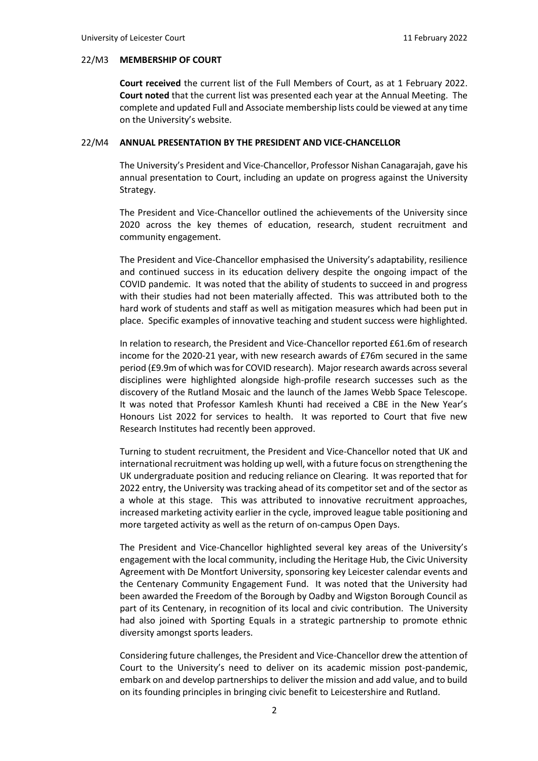### 22/M3 MEMBERSHIP OF COURT

**Court received** the current list of the Full Members of Court, as at 1 February 2022. **Court noted** that the current list was presented each year at the Annual Meeting. The complete and updated Full and Associate membership lists could be viewed at any time on the University's website.

### 22/M4 ANNUAL PRESENTATION BY THE PRESIDENT AND VICE-CHANCELLOR

The University's President and Vice-Chancellor, Professor Nishan Canagarajah, gave his annual presentation to Court, including an update on progress against the University Strategy.

The President and Vice-Chancellor outlined the achievements of the University since 2020 across the key themes of education, research, student recruitment and community engagement.

The President and Vice-Chancellor emphasised the University's adaptability, resilience and continued success in its education delivery despite the ongoing impact of the COVID pandemic. It was noted that the ability of students to succeed in and progress with their studies had not been materially affected. This was attributed both to the hard work of students and staff as well as mitigation measures which had been put in place. Specific examples of innovative teaching and student success were highlighted.

In relation to research, the President and Vice-Chancellor reported £61.6m of research income for the 2020-21 year, with new research awards of £76m secured in the same period (£9.9m of which was for COVID research). Major research awards across several disciplines were highlighted alongside high-profile research successes such as the discovery of the Rutland Mosaic and the launch of the James Webb Space Telescope. It was noted that Professor Kamlesh Khunti had received a CBE in the New Year's Honours List 2022 for services to health. It was reported to Court that five new Research Institutes had recently been approved.

Turning to student recruitment, the President and Vice-Chancellor noted that UK and international recruitment was holding up well, with a future focus on strengthening the UK undergraduate position and reducing reliance on Clearing. It was reported that for 2022 entry, the University was tracking ahead of its competitor set and of the sector as a whole at this stage. This was attributed to innovative recruitment approaches, increased marketing activity earlier in the cycle, improved league table positioning and more targeted activity as well as the return of on-campus Open Days.

The President and Vice-Chancellor highlighted several key areas of the University's engagement with the local community, including the Heritage Hub, the Civic University Agreement with De Montfort University, sponsoring key Leicester calendar events and the Centenary Community Engagement Fund. It was noted that the University had been awarded the Freedom of the Borough by Oadby and Wigston Borough Council as part of its Centenary, in recognition of its local and civic contribution. The University had also joined with Sporting Equals in a strategic partnership to promote ethnic diversity amongst sports leaders.

Considering future challenges, the President and Vice-Chancellor drew the attention of Court to the University's need to deliver on its academic mission post-pandemic, embark on and develop partnerships to deliver the mission and add value, and to build on its founding principles in bringing civic benefit to Leicestershire and Rutland.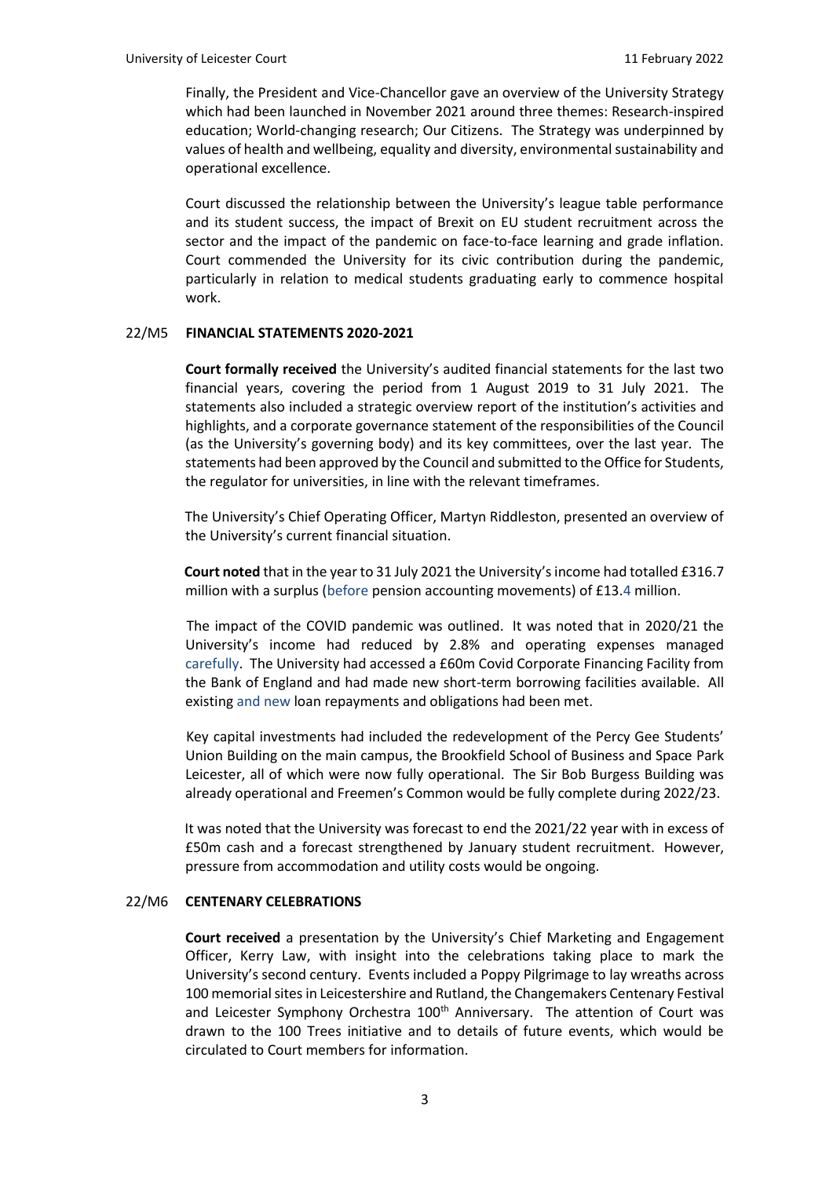Finally, the President and Vice-Chancellor gave an overview of the University Strategy which had been launched in November 2021 around three themes: Research-inspired education; World-changing research; Our Citizens. The Strategy was underpinned by values of health and wellbeing, equality and diversity, environmental sustainability and operational excellence.

Court discussed the relationship between the University's league table performance and its student success, the impact of Brexit on EU student recruitment across the sector and the impact of the pandemic on face-to-face learning and grade inflation. Court commended the University for its civic contribution during the pandemic, particularly in relation to medical students graduating early to commence hospital work.

## 22/M5 FINANCIAL STATEMENTS 2020-2021

**Court formally received** the University's audited financial statements for the last two financial years, covering the period from 1 August 2019 to 31 July 2021. The statements also included a strategic overview report of the institution's activities and highlights, and a corporate governance statement of the responsibilities of the Council (as the University's governing body) and its key committees, over the last year. The statements had been approved by the Council and submitted to the Office for Students, the regulator for universities, in line with the relevant timeframes.

The University's Chief Operating Officer, Martyn Riddleston, presented an overview of the University's current financial situation.

**Court noted** that in the year to 31 July 2021 the University's income had totalled £316.7 million with a surplus (before pension accounting movements) of £13.4 million.

The impact of the COVID pandemic was outlined. It was noted that in 2020/21 the University's income had reduced by 2.8% and operating expenses managed carefully. The University had accessed a £60m Covid Corporate Financing Facility from the Bank of England and had made new short-term borrowing facilities available. All existing and new loan repayments and obligations had been met.

Key capital investments had included the redevelopment of the Percy Gee Students' Union Building on the main campus, the Brookfield School of Business and Space Park Leicester, all of which were now fully operational. The Sir Bob Burgess Building was already operational and Freemen's Common would be fully complete during 2022/23.

It was noted that the University was forecast to end the 2021/22 year with in excess of £50m cash and a forecast strengthened by January student recruitment. However, pressure from accommodation and utility costs would be ongoing.

## 22/M6 CENTENARY CELEBRATIONS

**Court received** a presentation by the University's Chief Marketing and Engagement Officer, Kerry Law, with insight into the celebrations taking place to mark the University's second century. Events included a Poppy Pilgrimage to lay wreaths across 100 memorial sites in Leicestershire and Rutland, the Changemakers Centenary Festival and Leicester Symphony Orchestra 100th Anniversary. The attention of Court was drawn to the 100 Trees initiative and to details of future events, which would be circulated to Court members for information.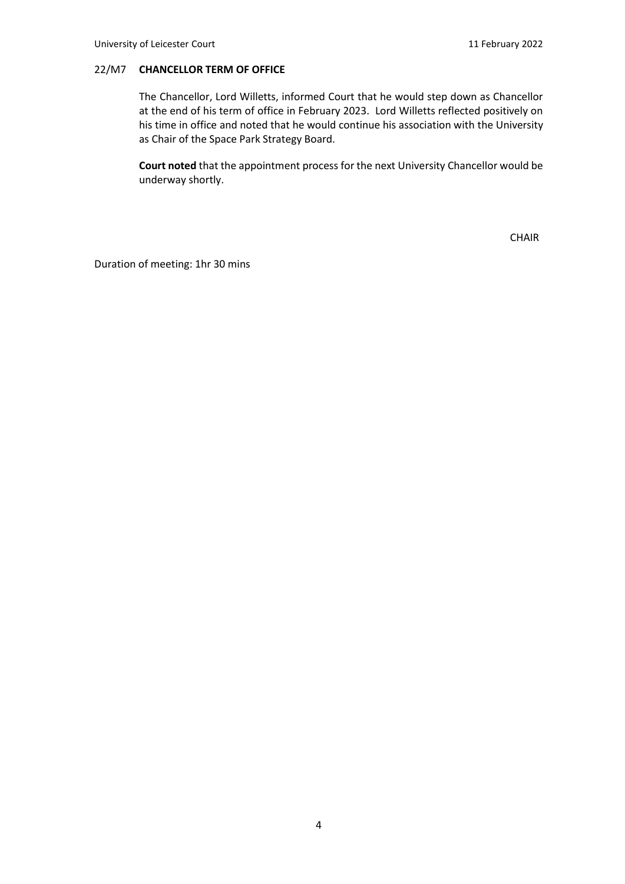## 22/M7 CHANCELLOR TERM OF OFFICE

The Chancellor, Lord Willetts, informed Court that he would step down as Chancellor at the end of his term of office in February 2023. Lord Willetts reflected positively on his time in office and noted that he would continue his association with the University as Chair of the Space Park Strategy Board.

**Court noted** that the appointment process for the next University Chancellor would be underway shortly.

CHAIR

Duration of meeting: 1hr 30 mins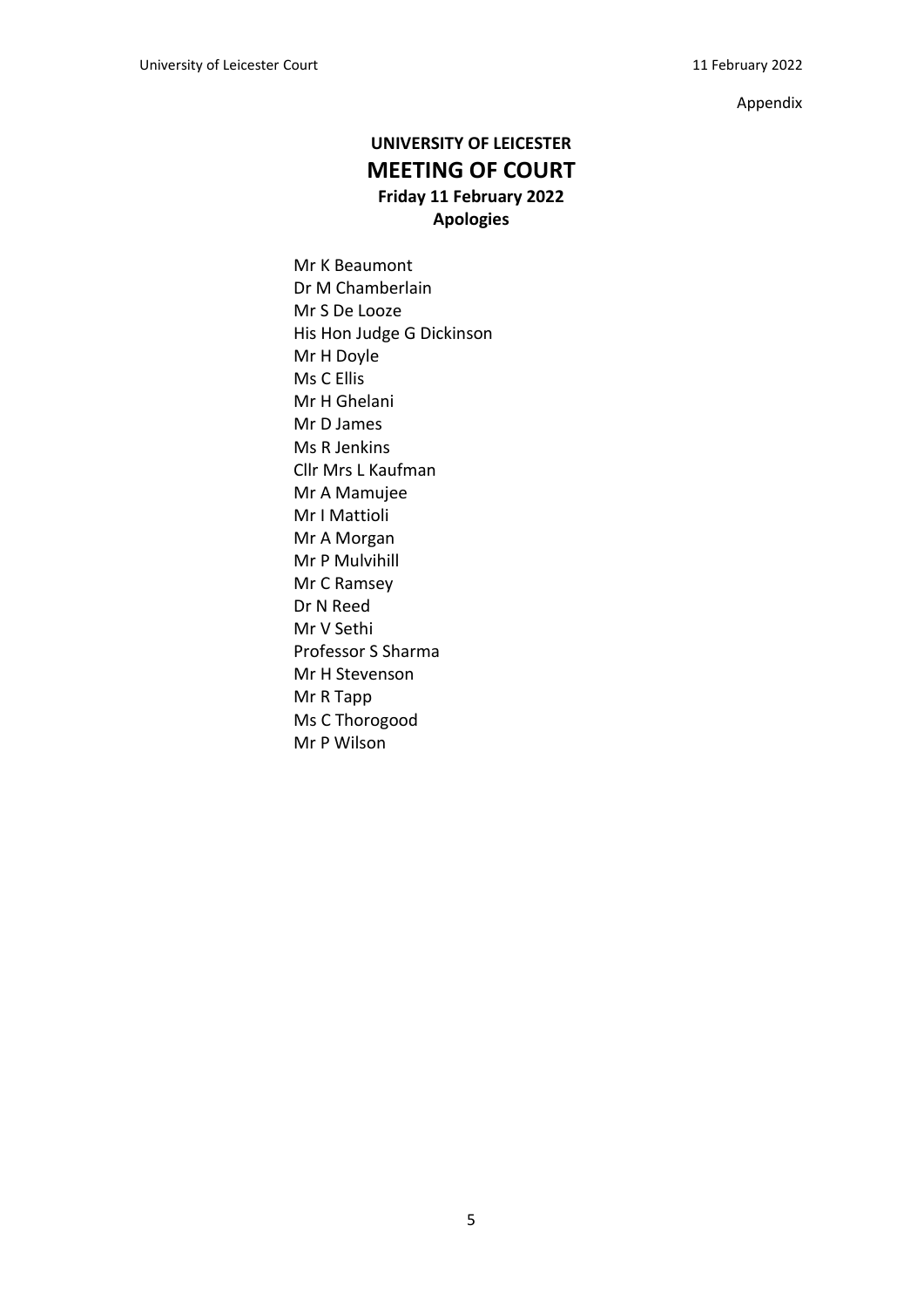Appendix

# UNIVERSITY OF LEICESTER

## MEETING OF COURT

### Friday 11 February 2022

### Apologies

Mr K Beaumont
Dr M Chamberlain
Mr S De Looze
His Hon Judge G Dickinson
Mr H Doyle
Ms C Ellis
Mr H Ghelani
Mr D James
Ms R Jenkins
Cllr Mrs L Kaufman
Mr A Mamujee
Mr I Mattioli
Mr A Morgan
Mr P Mulvihill
Mr C Ramsey
Dr N Reed
Mr V Sethi
Professor S Sharma
Mr H Stevenson
Mr R Tapp
Ms C Thorogood
Mr P Wilson